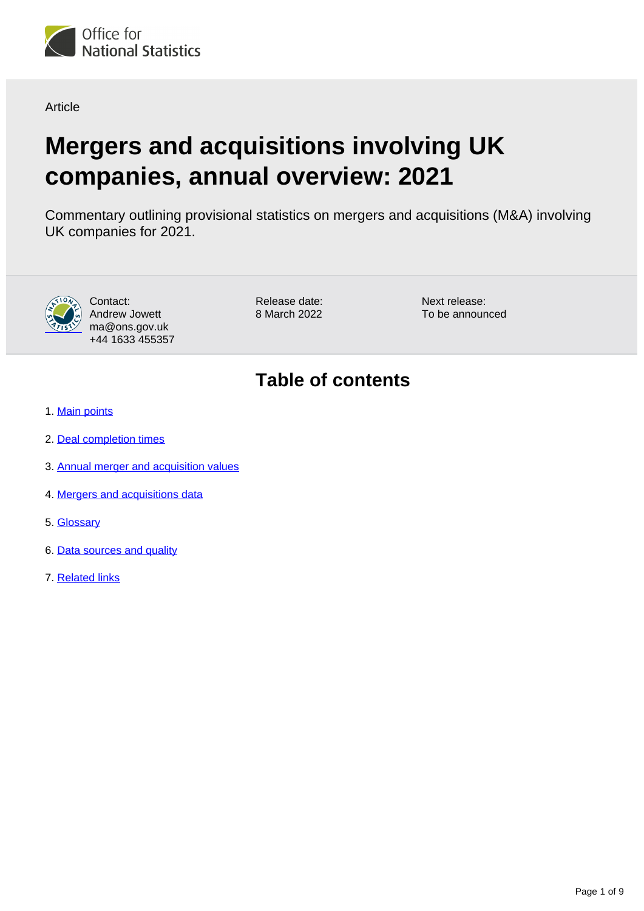Office for National Statistics

Article

# Mergers and acquisitions involving UK companies, annual overview: 2021

Commentary outlining provisional statistics on mergers and acquisitions (M&A) involving UK companies for 2021.

Contact:
Andrew Jowett
ma@ons.gov.uk
+44 1633 455357

Release date:
8 March 2022

Next release:
To be announced

## Table of contents

1. Main points
2. Deal completion times
3. Annual merger and acquisition values
4. Mergers and acquisitions data
5. Glossary
6. Data sources and quality
7. Related links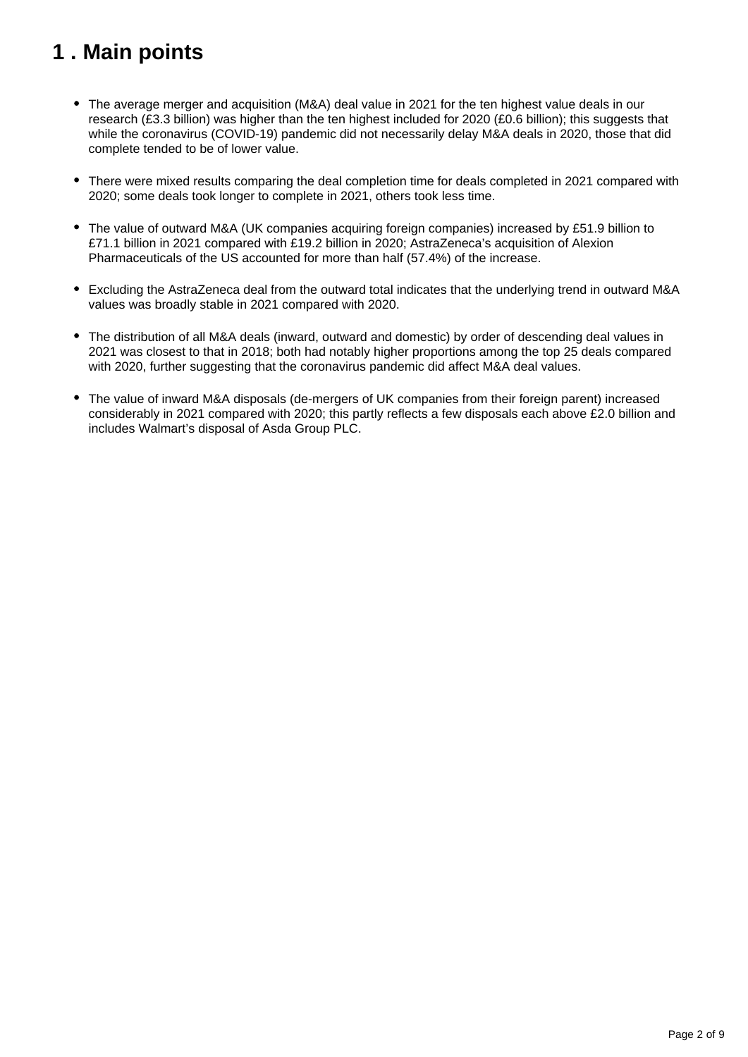# 1 . Main points

- The average merger and acquisition (M&A) deal value in 2021 for the ten highest value deals in our research (£3.3 billion) was higher than the ten highest included for 2020 (£0.6 billion); this suggests that while the coronavirus (COVID-19) pandemic did not necessarily delay M&A deals in 2020, those that did complete tended to be of lower value.

- There were mixed results comparing the deal completion time for deals completed in 2021 compared with 2020; some deals took longer to complete in 2021, others took less time.

- The value of outward M&A (UK companies acquiring foreign companies) increased by £51.9 billion to £71.1 billion in 2021 compared with £19.2 billion in 2020; AstraZeneca's acquisition of Alexion Pharmaceuticals of the US accounted for more than half (57.4%) of the increase.

- Excluding the AstraZeneca deal from the outward total indicates that the underlying trend in outward M&A values was broadly stable in 2021 compared with 2020.

- The distribution of all M&A deals (inward, outward and domestic) by order of descending deal values in 2021 was closest to that in 2018; both had notably higher proportions among the top 25 deals compared with 2020, further suggesting that the coronavirus pandemic did affect M&A deal values.

- The value of inward M&A disposals (de-mergers of UK companies from their foreign parent) increased considerably in 2021 compared with 2020; this partly reflects a few disposals each above £2.0 billion and includes Walmart's disposal of Asda Group PLC.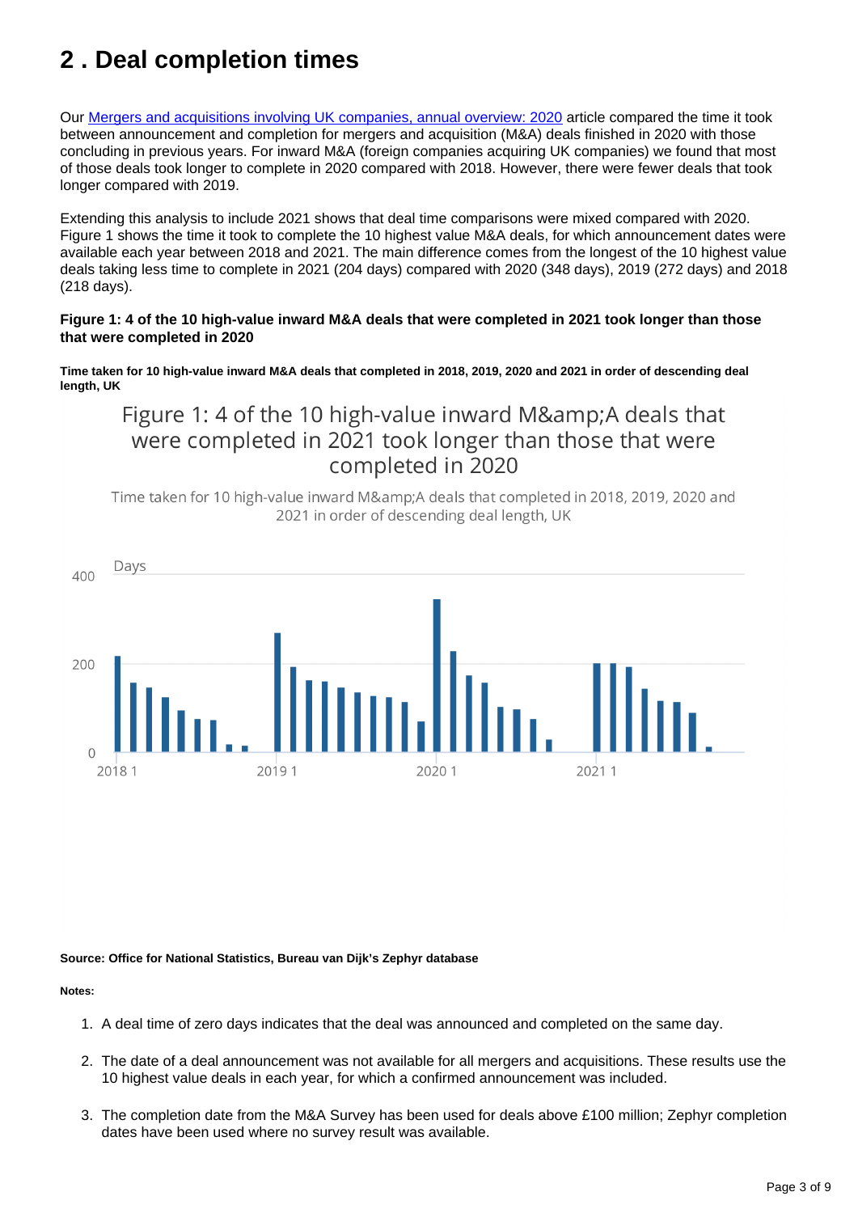## 2 . Deal completion times

Our [Mergers and acquisitions involving UK companies, annual overview: 2020]() article compared the time it took between announcement and completion for mergers and acquisition (M&A) deals finished in 2020 with those concluding in previous years. For inward M&A (foreign companies acquiring UK companies) we found that most of those deals took longer to complete in 2020 compared with 2018. However, there were fewer deals that took longer compared with 2019.

Extending this analysis to include 2021 shows that deal time comparisons were mixed compared with 2020. Figure 1 shows the time it took to complete the 10 highest value M&A deals, for which announcement dates were available each year between 2018 and 2021. The main difference comes from the longest of the 10 highest value deals taking less time to complete in 2021 (204 days) compared with 2020 (348 days), 2019 (272 days) and 2018 (218 days).

**Figure 1: 4 of the 10 high-value inward M&A deals that were completed in 2021 took longer than those that were completed in 2020**

**Time taken for 10 high-value inward M&A deals that completed in 2018, 2019, 2020 and 2021 in order of descending deal length, UK**

Figure 1: 4 of the 10 high-value inward M&amp;A deals that were completed in 2021 took longer than those that were completed in 2020

Time taken for 10 high-value inward M&amp;A deals that completed in 2018, 2019, 2020 and 2021 in order of descending deal length, UK

Days

400

200

0

2018 1 2019 1 2020 1 2021 1

**Source: Office for National Statistics, Bureau van Dijk's Zephyr database**

**Notes:**

1. A deal time of zero days indicates that the deal was announced and completed on the same day.
2. The date of a deal announcement was not available for all mergers and acquisitions. These results use the 10 highest value deals in each year, for which a confirmed announcement was included.
3. The completion date from the M&A Survey has been used for deals above £100 million; Zephyr completion dates have been used where no survey result was available.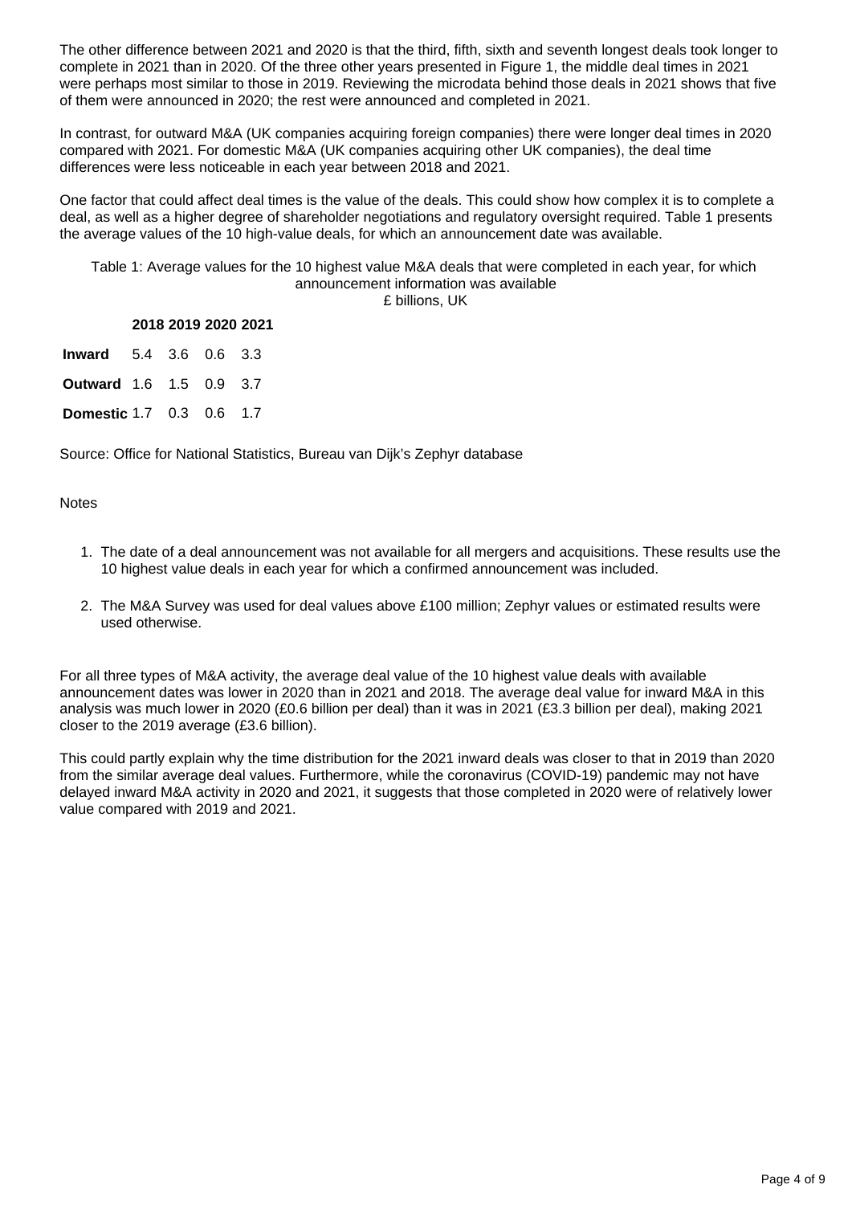The other difference between 2021 and 2020 is that the third, fifth, sixth and seventh longest deals took longer to complete in 2021 than in 2020. Of the three other years presented in Figure 1, the middle deal times in 2021 were perhaps most similar to those in 2019. Reviewing the microdata behind those deals in 2021 shows that five of them were announced in 2020; the rest were announced and completed in 2021.

In contrast, for outward M&A (UK companies acquiring foreign companies) there were longer deal times in 2020 compared with 2021. For domestic M&A (UK companies acquiring other UK companies), the deal time differences were less noticeable in each year between 2018 and 2021.

One factor that could affect deal times is the value of the deals. This could show how complex it is to complete a deal, as well as a higher degree of shareholder negotiations and regulatory oversight required. Table 1 presents the average values of the 10 high-value deals, for which an announcement date was available.

Table 1: Average values for the 10 highest value M&A deals that were completed in each year, for which announcement information was available
£ billions, UK

| | 2018 | 2019 | 2020 | 2021 |
|---|---|---|---|---|
| **Inward** | 5.4 | 3.6 | 0.6 | 3.3 |
| **Outward** | 1.6 | 1.5 | 0.9 | 3.7 |
| **Domestic** | 1.7 | 0.3 | 0.6 | 1.7 |

Source: Office for National Statistics, Bureau van Dijk's Zephyr database

Notes

1. The date of a deal announcement was not available for all mergers and acquisitions. These results use the 10 highest value deals in each year for which a confirmed announcement was included.

2. The M&A Survey was used for deal values above £100 million; Zephyr values or estimated results were used otherwise.

For all three types of M&A activity, the average deal value of the 10 highest value deals with available announcement dates was lower in 2020 than in 2021 and 2018. The average deal value for inward M&A in this analysis was much lower in 2020 (£0.6 billion per deal) than it was in 2021 (£3.3 billion per deal), making 2021 closer to the 2019 average (£3.6 billion).

This could partly explain why the time distribution for the 2021 inward deals was closer to that in 2019 than 2020 from the similar average deal values. Furthermore, while the coronavirus (COVID-19) pandemic may not have delayed inward M&A activity in 2020 and 2021, it suggests that those completed in 2020 were of relatively lower value compared with 2019 and 2021.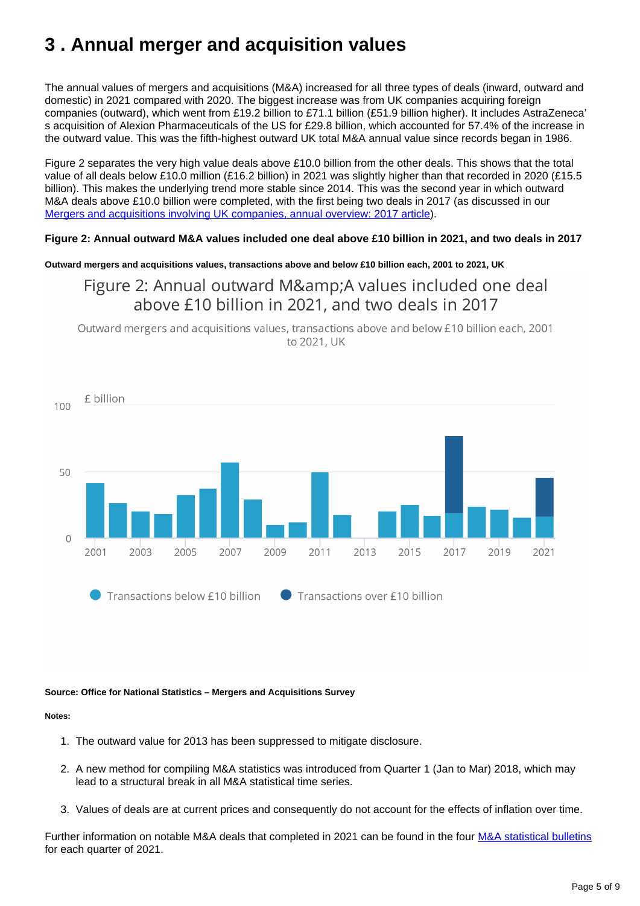# 3 . Annual merger and acquisition values

The annual values of mergers and acquisitions (M&A) increased for all three types of deals (inward, outward and domestic) in 2021 compared with 2020. The biggest increase was from UK companies acquiring foreign companies (outward), which went from £19.2 billion to £71.1 billion (£51.9 billion higher). It includes AstraZeneca's acquisition of Alexion Pharmaceuticals of the US for £29.8 billion, which accounted for 57.4% of the increase in the outward value. This was the fifth-highest outward UK total M&A annual value since records began in 1986.

Figure 2 separates the very high value deals above £10.0 billion from the other deals. This shows that the total value of all deals below £10.0 million (£16.2 billion) in 2021 was slightly higher than that recorded in 2020 (£15.5 billion). This makes the underlying trend more stable since 2014. This was the second year in which outward M&A deals above £10.0 billion were completed, with the first being two deals in 2017 (as discussed in our [Mergers and acquisitions involving UK companies, annual overview: 2017 article](#)).

**Figure 2: Annual outward M&A values included one deal above £10 billion in 2021, and two deals in 2017**

**Outward mergers and acquisitions values, transactions above and below £10 billion each, 2001 to 2021, UK**

Figure 2: Annual outward M&amp;A values included one deal above £10 billion in 2021, and two deals in 2017

Outward mergers and acquisitions values, transactions above and below £10 billion each, 2001 to 2021, UK

£ billion

Transactions below £10 billion    Transactions over £10 billion

**Source: Office for National Statistics – Mergers and Acquisitions Survey**

**Notes:**

1. The outward value for 2013 has been suppressed to mitigate disclosure.
2. A new method for compiling M&A statistics was introduced from Quarter 1 (Jan to Mar) 2018, which may lead to a structural break in all M&A statistical time series.
3. Values of deals are at current prices and consequently do not account for the effects of inflation over time.

Further information on notable M&A deals that completed in 2021 can be found in the four [M&A statistical bulletins](#) for each quarter of 2021.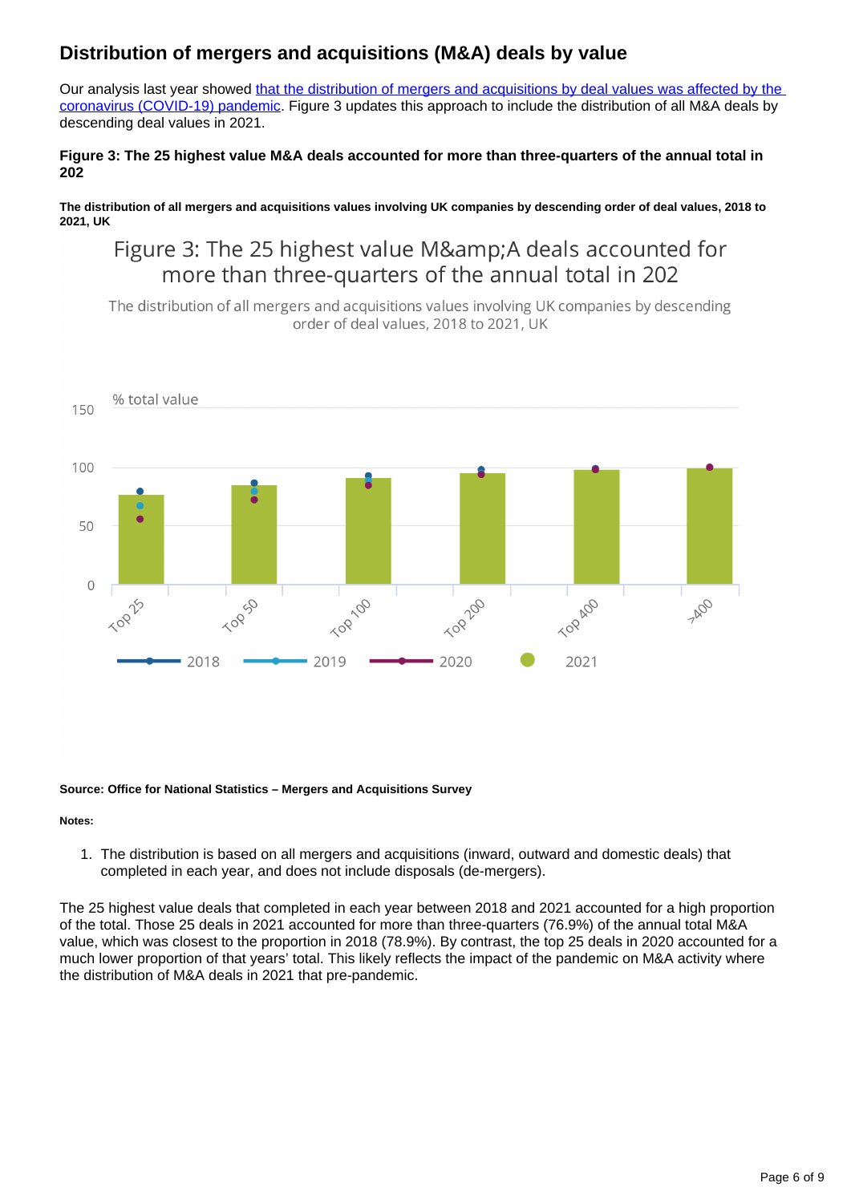## Distribution of mergers and acquisitions (M&A) deals by value

Our analysis last year showed [that the distribution of mergers and acquisitions by deal values was affected by the coronavirus (COVID-19) pandemic](). Figure 3 updates this approach to include the distribution of all M&A deals by descending deal values in 2021.

**Figure 3: The 25 highest value M&A deals accounted for more than three-quarters of the annual total in 202**

**The distribution of all mergers and acquisitions values involving UK companies by descending order of deal values, 2018 to 2021, UK**

Figure 3: The 25 highest value M&amp;A deals accounted for more than three-quarters of the annual total in 202

The distribution of all mergers and acquisitions values involving UK companies by descending order of deal values, 2018 to 2021, UK

% total value

150

100

50

0

Top 25 Top 50 Top 100 Top 200 Top 400 >400

2018 2019 2020 2021

**Source: Office for National Statistics – Mergers and Acquisitions Survey**

**Notes:**

1. The distribution is based on all mergers and acquisitions (inward, outward and domestic deals) that completed in each year, and does not include disposals (de-mergers).

The 25 highest value deals that completed in each year between 2018 and 2021 accounted for a high proportion of the total. Those 25 deals in 2021 accounted for more than three-quarters (76.9%) of the annual total M&A value, which was closest to the proportion in 2018 (78.9%). By contrast, the top 25 deals in 2020 accounted for a much lower proportion of that years' total. This likely reflects the impact of the pandemic on M&A activity where the distribution of M&A deals in 2021 that pre-pandemic.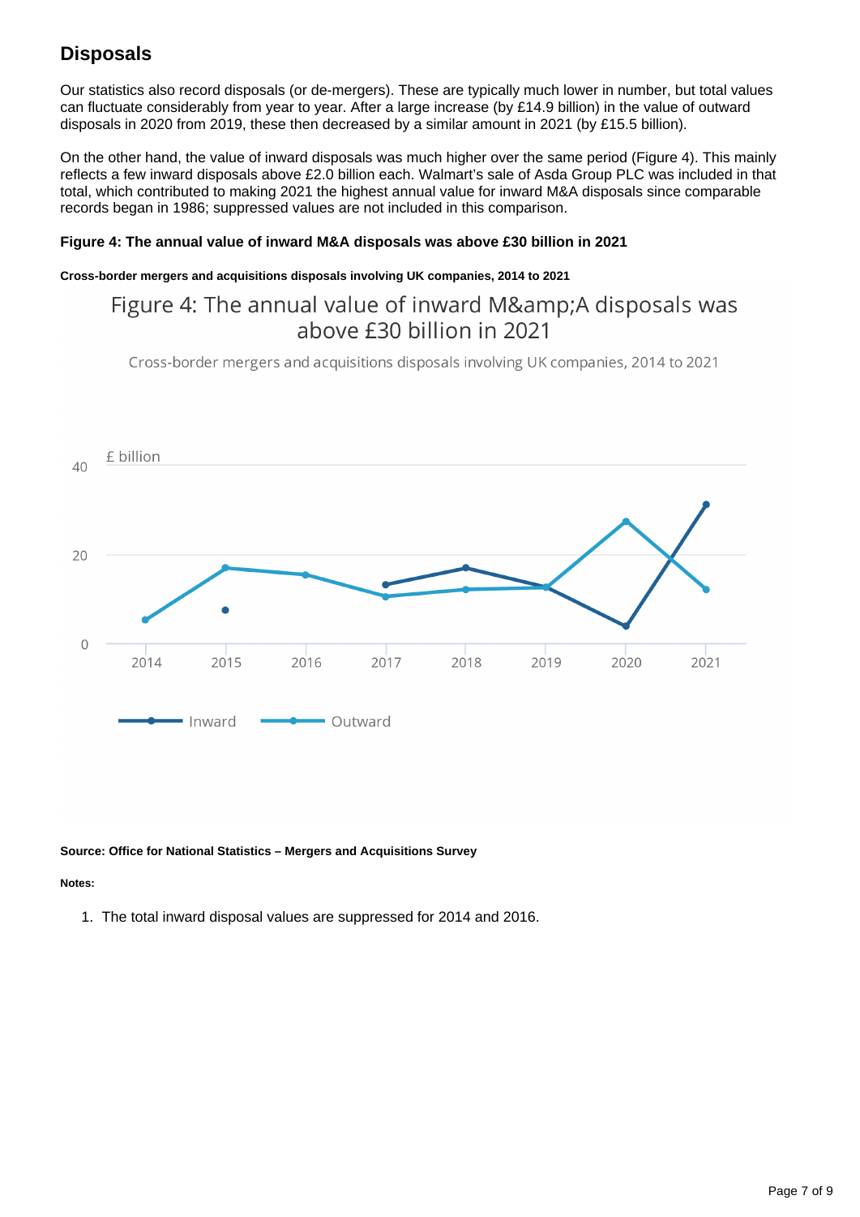## Disposals

Our statistics also record disposals (or de-mergers). These are typically much lower in number, but total values can fluctuate considerably from year to year. After a large increase (by £14.9 billion) in the value of outward disposals in 2020 from 2019, these then decreased by a similar amount in 2021 (by £15.5 billion).

On the other hand, the value of inward disposals was much higher over the same period (Figure 4). This mainly reflects a few inward disposals above £2.0 billion each. Walmart's sale of Asda Group PLC was included in that total, which contributed to making 2021 the highest annual value for inward M&A disposals since comparable records began in 1986; suppressed values are not included in this comparison.

**Figure 4: The annual value of inward M&A disposals was above £30 billion in 2021**

**Cross-border mergers and acquisitions disposals involving UK companies, 2014 to 2021**

Figure 4: The annual value of inward M&amp;A disposals was above £30 billion in 2021

Cross-border mergers and acquisitions disposals involving UK companies, 2014 to 2021

£ billion

40

20

0

2014 2015 2016 2017 2018 2019 2020 2021

Inward Outward

**Source: Office for National Statistics – Mergers and Acquisitions Survey**

**Notes:**

1. The total inward disposal values are suppressed for 2014 and 2016.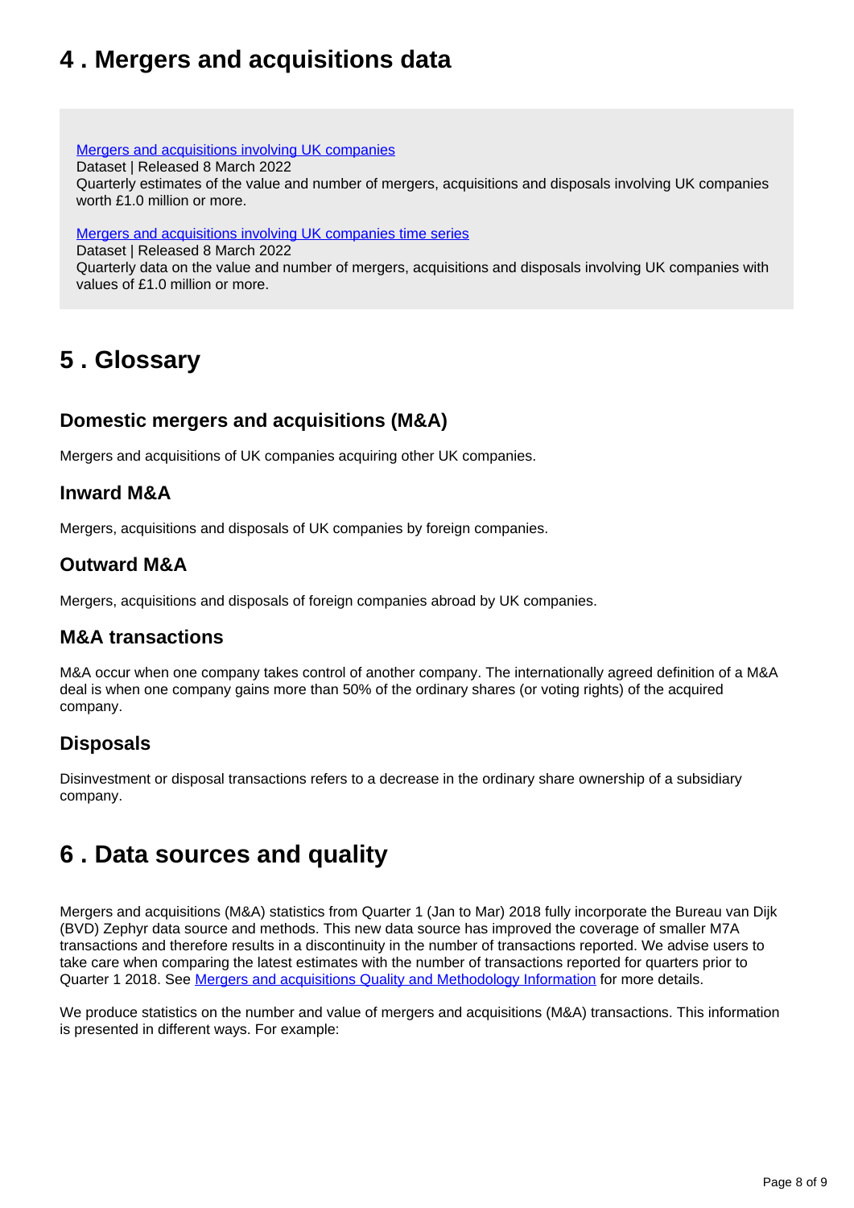## 4 . Mergers and acquisitions data

[Mergers and acquisitions involving UK companies](#)
Dataset | Released 8 March 2022
Quarterly estimates of the value and number of mergers, acquisitions and disposals involving UK companies worth £1.0 million or more.

[Mergers and acquisitions involving UK companies time series](#)
Dataset | Released 8 March 2022
Quarterly data on the value and number of mergers, acquisitions and disposals involving UK companies with values of £1.0 million or more.

## 5 . Glossary

### Domestic mergers and acquisitions (M&A)

Mergers and acquisitions of UK companies acquiring other UK companies.

### Inward M&A

Mergers, acquisitions and disposals of UK companies by foreign companies.

### Outward M&A

Mergers, acquisitions and disposals of foreign companies abroad by UK companies.

### M&A transactions

M&A occur when one company takes control of another company. The internationally agreed definition of a M&A deal is when one company gains more than 50% of the ordinary shares (or voting rights) of the acquired company.

### Disposals

Disinvestment or disposal transactions refers to a decrease in the ordinary share ownership of a subsidiary company.

## 6 . Data sources and quality

Mergers and acquisitions (M&A) statistics from Quarter 1 (Jan to Mar) 2018 fully incorporate the Bureau van Dijk (BVD) Zephyr data source and methods. This new data source has improved the coverage of smaller M7A transactions and therefore results in a discontinuity in the number of transactions reported. We advise users to take care when comparing the latest estimates with the number of transactions reported for quarters prior to Quarter 1 2018. See [Mergers and acquisitions Quality and Methodology Information](#) for more details.

We produce statistics on the number and value of mergers and acquisitions (M&A) transactions. This information is presented in different ways. For example: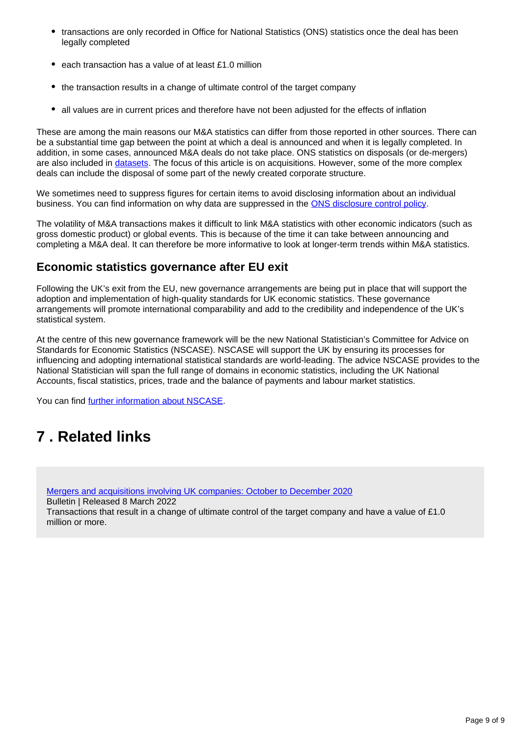- transactions are only recorded in Office for National Statistics (ONS) statistics once the deal has been legally completed
- each transaction has a value of at least £1.0 million
- the transaction results in a change of ultimate control of the target company
- all values are in current prices and therefore have not been adjusted for the effects of inflation

These are among the main reasons our M&A statistics can differ from those reported in other sources. There can be a substantial time gap between the point at which a deal is announced and when it is legally completed. In addition, in some cases, announced M&A deals do not take place. ONS statistics on disposals (or de-mergers) are also included in [datasets](). The focus of this article is on acquisitions. However, some of the more complex deals can include the disposal of some part of the newly created corporate structure.

We sometimes need to suppress figures for certain items to avoid disclosing information about an individual business. You can find information on why data are suppressed in the [ONS disclosure control policy]().

The volatility of M&A transactions makes it difficult to link M&A statistics with other economic indicators (such as gross domestic product) or global events. This is because of the time it can take between announcing and completing a M&A deal. It can therefore be more informative to look at longer-term trends within M&A statistics.

### Economic statistics governance after EU exit

Following the UK's exit from the EU, new governance arrangements are being put in place that will support the adoption and implementation of high-quality standards for UK economic statistics. These governance arrangements will promote international comparability and add to the credibility and independence of the UK's statistical system.

At the centre of this new governance framework will be the new National Statistician's Committee for Advice on Standards for Economic Statistics (NSCASE). NSCASE will support the UK by ensuring its processes for influencing and adopting international statistical standards are world-leading. The advice NSCASE provides to the National Statistician will span the full range of domains in economic statistics, including the UK National Accounts, fiscal statistics, prices, trade and the balance of payments and labour market statistics.

You can find [further information about NSCASE]().

## 7 . Related links

[Mergers and acquisitions involving UK companies: October to December 2020]()
Bulletin | Released 8 March 2022
Transactions that result in a change of ultimate control of the target company and have a value of £1.0 million or more.